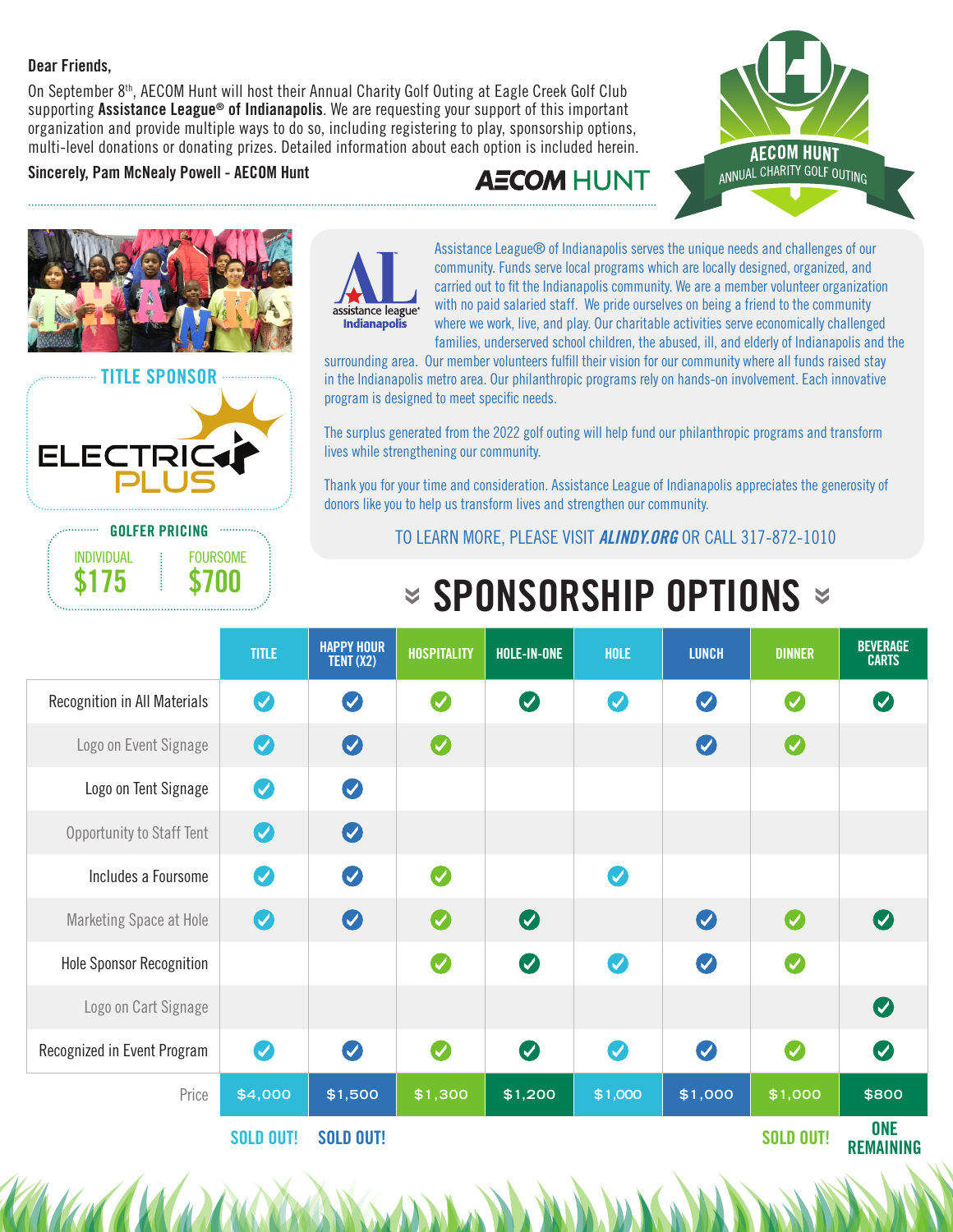Dear Friends,

On September 8th, AECOM Hunt will host their Annual Charity Golf Outing at Eagle Creek Golf Club supporting **Assistance League® of Indianapolis**. We are requesting your support of this important organization and provide multiple ways to do so, including registering to play, sponsorship options, multi-level donations or donating prizes. Detailed information about each option is included herein.

**Sincerely, Pam McNealy Powell - AECOM Hunt**

AECOM HUNT

AECOM HUNT ANNUAL CHARITY GOLF OUTING

## TITLE SPONSOR

ELECTRIC PLUS

## GOLFER PRICING

| INDIVIDUAL | FOURSOME |
|---|---|
| $175 | $700 |

assistance league® Indianapolis

Assistance League® of Indianapolis serves the unique needs and challenges of our community. Funds serve local programs which are locally designed, organized, and carried out to fit the Indianapolis community. We are a member volunteer organization with no paid salaried staff. We pride ourselves on being a friend to the community where we work, live, and play. Our charitable activities serve economically challenged families, underserved school children, the abused, ill, and elderly of Indianapolis and the surrounding area. Our member volunteers fulfill their vision for our community where all funds raised stay in the Indianapolis metro area. Our philanthropic programs rely on hands-on involvement. Each innovative program is designed to meet specific needs.

The surplus generated from the 2022 golf outing will help fund our philanthropic programs and transform lives while strengthening our community.

Thank you for your time and consideration. Assistance League of Indianapolis appreciates the generosity of donors like you to help us transform lives and strengthen our community.

TO LEARN MORE, PLEASE VISIT ***ALINDY.ORG*** OR CALL 317-872-1010

# SPONSORSHIP OPTIONS

| | TITLE | HAPPY HOUR TENT (X2) | HOSPITALITY | HOLE-IN-ONE | HOLE | LUNCH | DINNER | BEVERAGE CARTS |
|---|---|---|---|---|---|---|---|---|
| Recognition in All Materials | ✓ | ✓ | ✓ | ✓ | ✓ | ✓ | ✓ | ✓ |
| Logo on Event Signage | ✓ | ✓ | ✓ | | | ✓ | ✓ | |
| Logo on Tent Signage | ✓ | ✓ | | | | | | |
| Opportunity to Staff Tent | ✓ | ✓ | | | | | | |
| Includes a Foursome | ✓ | ✓ | ✓ | | ✓ | | | |
| Marketing Space at Hole | ✓ | ✓ | ✓ | ✓ | | ✓ | ✓ | ✓ |
| Hole Sponsor Recognition | | | ✓ | ✓ | ✓ | ✓ | ✓ | |
| Logo on Cart Signage | | | | | | | | ✓ |
| Recognized in Event Program | ✓ | ✓ | ✓ | ✓ | ✓ | ✓ | ✓ | ✓ |
| Price | $4,000 | $1,500 | $1,300 | $1,200 | $1,000 | $1,000 | $1,000 | $800 |
| | SOLD OUT! | SOLD OUT! | | | | | SOLD OUT! | ONE REMAINING |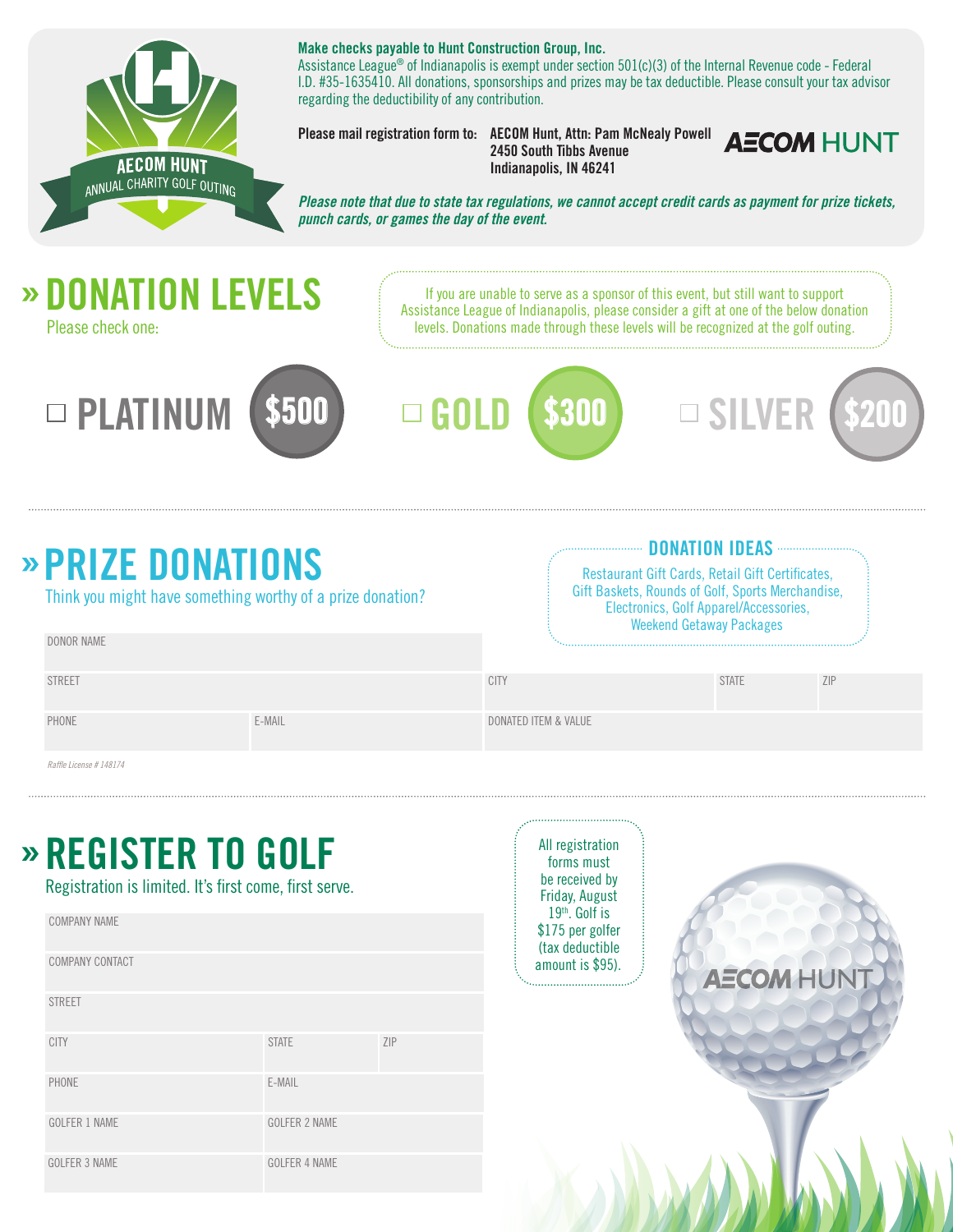AECOM HUNT
ANNUAL CHARITY GOLF OUTING

**Make checks payable to Hunt Construction Group, Inc.**
Assistance League® of Indianapolis is exempt under section 501(c)(3) of the Internal Revenue code - Federal I.D. #35-1635410. All donations, sponsorships and prizes may be tax deductible. Please consult your tax advisor regarding the deductibility of any contribution.

**Please mail registration form to:** **AECOM Hunt, Attn: Pam McNealy Powell**
**2450 South Tibbs Avenue**
**Indianapolis, IN 46241**

AECOM HUNT

***Please note that due to state tax regulations, we cannot accept credit cards as payment for prize tickets, punch cards, or games the day of the event.***

# » DONATION LEVELS

Please check one:

If you are unable to serve as a sponsor of this event, but still want to support Assistance League of Indianapolis, please consider a gift at one of the below donation levels. Donations made through these levels will be recognized at the golf outing.

☐ **PLATINUM** $500 ☐ **GOLD** $300 ☐ **SILVER** $200

# » PRIZE DONATIONS

Think you might have something worthy of a prize donation?

**DONATION IDEAS**

Restaurant Gift Cards, Retail Gift Certificates, Gift Baskets, Rounds of Golf, Sports Merchandise, Electronics, Golf Apparel/Accessories, Weekend Getaway Packages

| | | | | |
|---|---|---|---|---|
| DONOR NAME | | | | |
| STREET | | CITY | STATE | ZIP |
| PHONE | E-MAIL | DONATED ITEM & VALUE | | |

*Raffle License # 148174*

# » REGISTER TO GOLF

Registration is limited. It's first come, first serve.

All registration forms must be received by Friday, August 19th. Golf is $175 per golfer (tax deductible amount is $95).

| | | |
|---|---|---|
| COMPANY NAME | | |
| COMPANY CONTACT | | |
| STREET | | |
| CITY | STATE | ZIP |
| PHONE | E-MAIL | |
| GOLFER 1 NAME | GOLFER 2 NAME | |
| GOLFER 3 NAME | GOLFER 4 NAME | |

AECOM HUNT